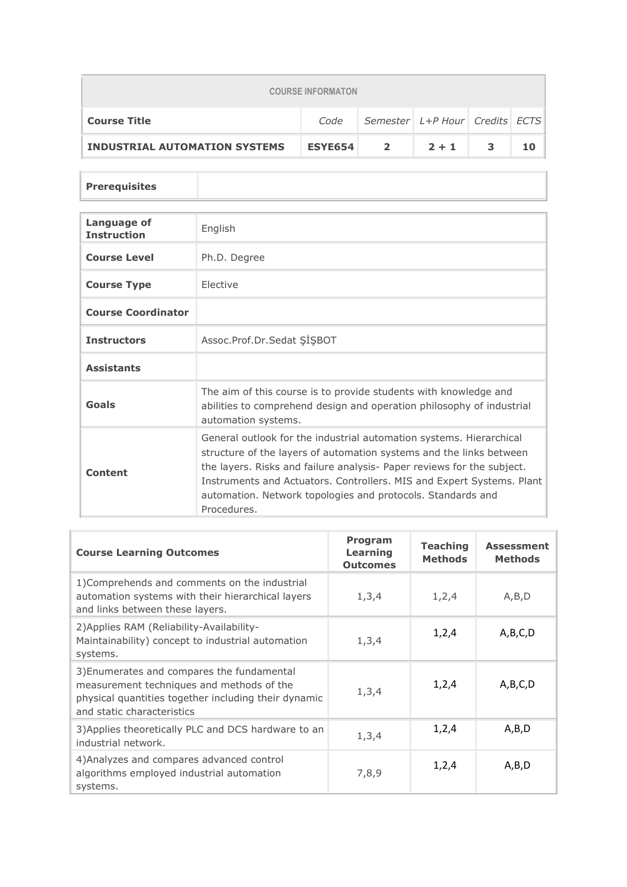| COURSE INFORMATON | | | | | |
|---|---|---|---|---|---|
| **Course Title** | *Code* | *Semester* | *L+P Hour* | *Credits* | *ECTS* |
| **INDUSTRIAL AUTOMATION SYSTEMS** | **ESYE654** | **2** | **2 + 1** | **3** | **10** |

| | |
|---|---|
| **Prerequisites** | |

| | |
|---|---|
| **Language of Instruction** | English |
| **Course Level** | Ph.D. Degree |
| **Course Type** | Elective |
| **Course Coordinator** | |
| **Instructors** | Assoc.Prof.Dr.Sedat ŞİŞBOT |
| **Assistants** | |
| **Goals** | The aim of this course is to provide students with knowledge and abilities to comprehend design and operation philosophy of industrial automation systems. |
| **Content** | General outlook for the industrial automation systems. Hierarchical structure of the layers of automation systems and the links between the layers. Risks and failure analysis- Paper reviews for the subject. Instruments and Actuators. Controllers. MIS and Expert Systems. Plant automation. Network topologies and protocols. Standards and Procedures. |

| Course Learning Outcomes | Program Learning Outcomes | Teaching Methods | Assessment Methods |
|---|---|---|---|
| 1)Comprehends and comments on the industrial automation systems with their hierarchical layers and links between these layers. | 1,3,4 | 1,2,4 | A,B,D |
| 2)Applies RAM (Reliability-Availability-Maintainability) concept to industrial automation systems. | 1,3,4 | 1,2,4 | A,B,C,D |
| 3)Enumerates and compares the fundamental measurement techniques and methods of the physical quantities together including their dynamic and static characteristics | 1,3,4 | 1,2,4 | A,B,C,D |
| 3)Applies theoretically PLC and DCS hardware to an industrial network. | 1,3,4 | 1,2,4 | A,B,D |
| 4)Analyzes and compares advanced control algorithms employed industrial automation systems. | 7,8,9 | 1,2,4 | A,B,D |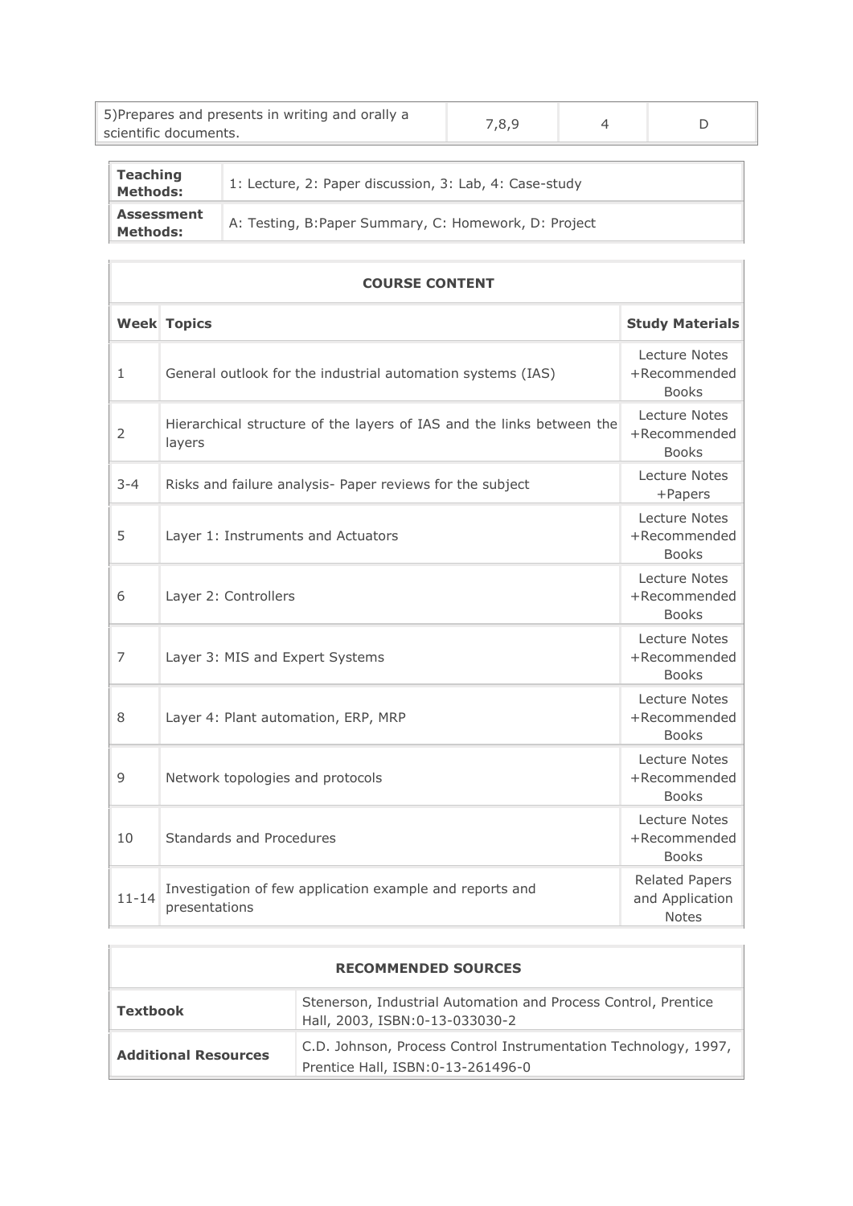| 5)Prepares and presents in writing and orally a scientific documents. | 7,8,9 | 4 | D |
|---|---|---|---|

| **Teaching Methods:** | 1: Lecture, 2: Paper discussion, 3: Lab, 4: Case-study |
|---|---|
| **Assessment Methods:** | A: Testing, B:Paper Summary, C: Homework, D: Project |

| **COURSE CONTENT** | | |
|---|---|---|
| **Week** | **Topics** | **Study Materials** |
| 1 | General outlook for the industrial automation systems (IAS) | Lecture Notes +Recommended Books |
| 2 | Hierarchical structure of the layers of IAS and the links between the layers | Lecture Notes +Recommended Books |
| 3-4 | Risks and failure analysis- Paper reviews for the subject | Lecture Notes +Papers |
| 5 | Layer 1: Instruments and Actuators | Lecture Notes +Recommended Books |
| 6 | Layer 2: Controllers | Lecture Notes +Recommended Books |
| 7 | Layer 3: MIS and Expert Systems | Lecture Notes +Recommended Books |
| 8 | Layer 4: Plant automation, ERP, MRP | Lecture Notes +Recommended Books |
| 9 | Network topologies and protocols | Lecture Notes +Recommended Books |
| 10 | Standards and Procedures | Lecture Notes +Recommended Books |
| 11-14 | Investigation of few application example and reports and presentations | Related Papers and Application Notes |

| **RECOMMENDED SOURCES** | |
|---|---|
| **Textbook** | Stenerson, Industrial Automation and Process Control, Prentice Hall, 2003, ISBN:0-13-033030-2 |
| **Additional Resources** | C.D. Johnson, Process Control Instrumentation Technology, 1997, Prentice Hall, ISBN:0-13-261496-0 |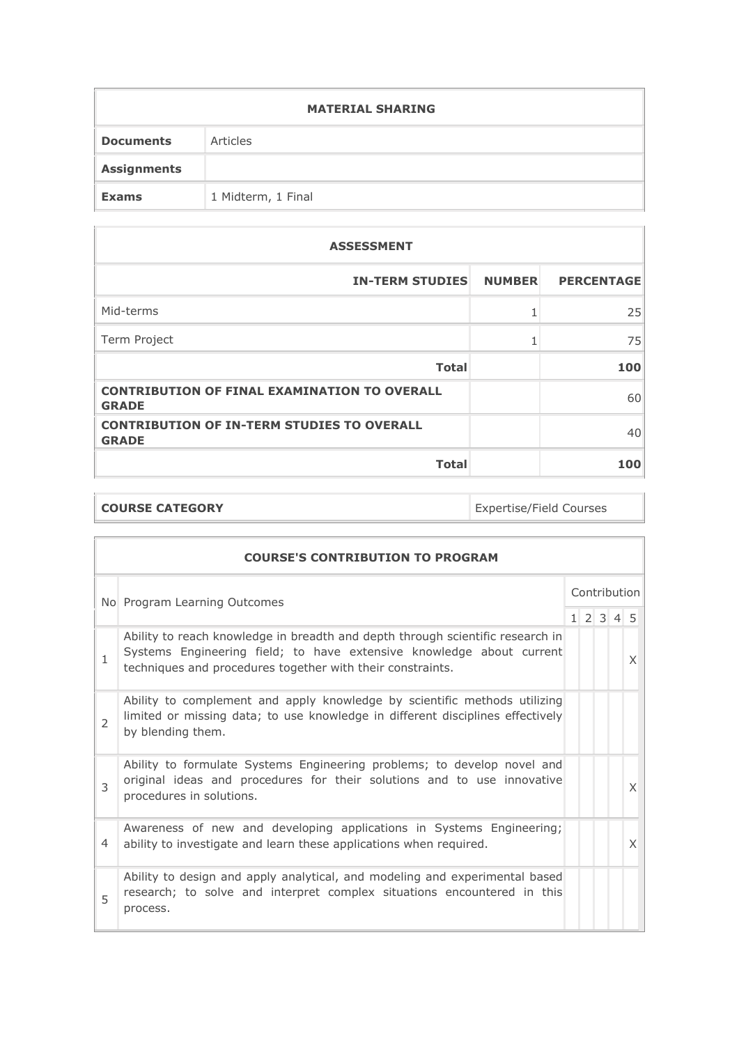| MATERIAL SHARING | |
|---|---|
| **Documents** | Articles |
| **Assignments** | |
| **Exams** | 1 Midterm, 1 Final |

| ASSESSMENT | | |
|---|---|---|
| **IN-TERM STUDIES** | **NUMBER** | **PERCENTAGE** |
| Mid-terms | 1 | 25 |
| Term Project | 1 | 75 |
| **Total** | | **100** |
| **CONTRIBUTION OF FINAL EXAMINATION TO OVERALL GRADE** | | 60 |
| **CONTRIBUTION OF IN-TERM STUDIES TO OVERALL GRADE** | | 40 |
| **Total** | | **100** |

| **COURSE CATEGORY** | Expertise/Field Courses |
|---|---|

| COURSE'S CONTRIBUTION TO PROGRAM | | | | | | |
|---|---|---|---|---|---|---|
| No | Program Learning Outcomes | Contribution | | | | |
| | | 1 | 2 | 3 | 4 | 5 |
| 1 | Ability to reach knowledge in breadth and depth through scientific research in Systems Engineering field; to have extensive knowledge about current techniques and procedures together with their constraints. | | | | | X |
| 2 | Ability to complement and apply knowledge by scientific methods utilizing limited or missing data; to use knowledge in different disciplines effectively by blending them. | | | | | |
| 3 | Ability to formulate Systems Engineering problems; to develop novel and original ideas and procedures for their solutions and to use innovative procedures in solutions. | | | | | X |
| 4 | Awareness of new and developing applications in Systems Engineering; ability to investigate and learn these applications when required. | | | | | X |
| 5 | Ability to design and apply analytical, and modeling and experimental based research; to solve and interpret complex situations encountered in this process. | | | | | |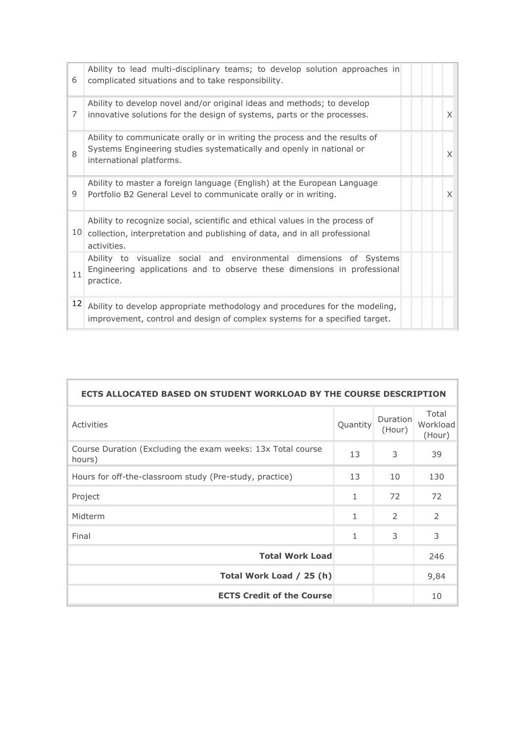| | | | | | | |
|---|---|---|---|---|---|---|
| 6 | Ability to lead multi-disciplinary teams; to develop solution approaches in complicated situations and to take responsibility. | | | | | |
| 7 | Ability to develop novel and/or original ideas and methods; to develop innovative solutions for the design of systems, parts or the processes. | | | | | X |
| 8 | Ability to communicate orally or in writing the process and the results of Systems Engineering studies systematically and openly in national or international platforms. | | | | | X |
| 9 | Ability to master a foreign language (English) at the European Language Portfolio B2 General Level to communicate orally or in writing. | | | | | X |
| 10 | Ability to recognize social, scientific and ethical values in the process of collection, interpretation and publishing of data, and in all professional activities. | | | | | |
| 11 | Ability to visualize social and environmental dimensions of Systems Engineering applications and to observe these dimensions in professional practice. | | | | | |
| 12 | Ability to develop appropriate methodology and procedures for the modeling, improvement, control and design of complex systems for a specified target. | | | | | |

| ECTS ALLOCATED BASED ON STUDENT WORKLOAD BY THE COURSE DESCRIPTION | | | |
|---|---|---|---|
| Activities | Quantity | Duration (Hour) | Total Workload (Hour) |
| Course Duration (Excluding the exam weeks: 13x Total course hours) | 13 | 3 | 39 |
| Hours for off-the-classroom study (Pre-study, practice) | 13 | 10 | 130 |
| Project | 1 | 72 | 72 |
| Midterm | 1 | 2 | 2 |
| Final | 1 | 3 | 3 |
| **Total Work Load** | | | 246 |
| **Total Work Load / 25 (h)** | | | 9,84 |
| **ECTS Credit of the Course** | | | 10 |